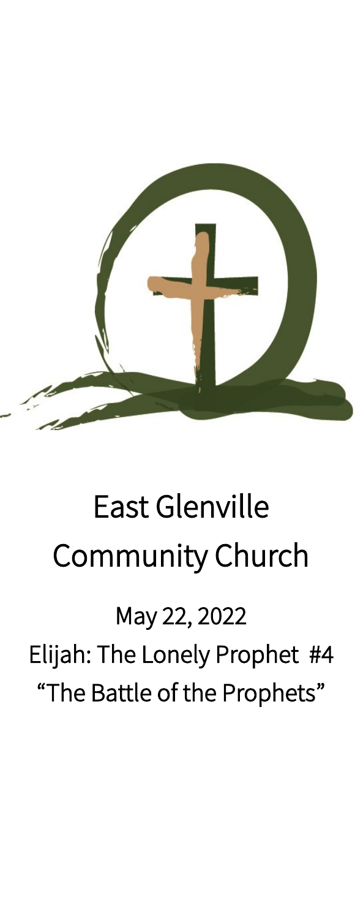# East Glenville Community Church

May 22, 2022

Elijah: The Lonely Prophet #4

"The Battle of the Prophets"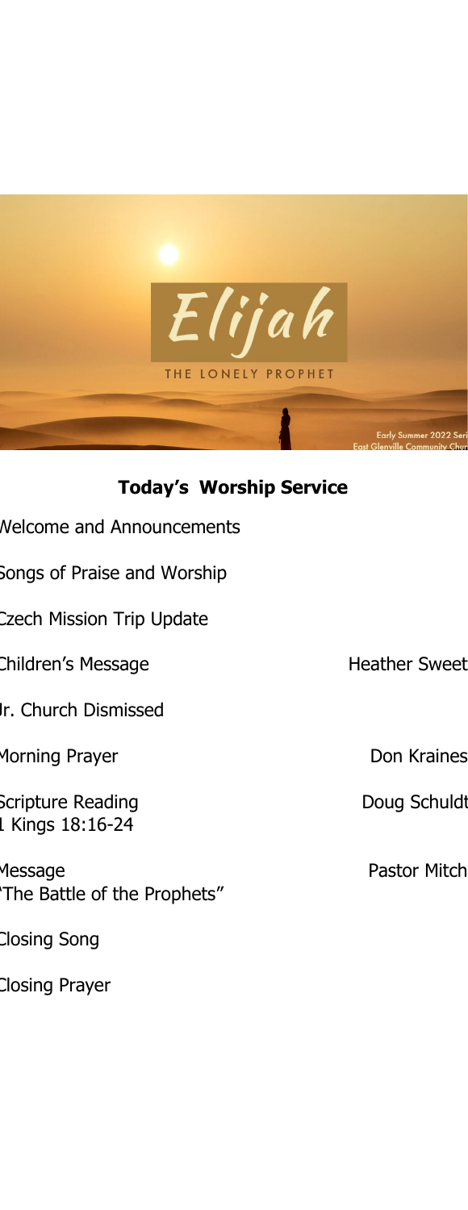# Elijah

THE LONELY PROPHET

Early Summer 2022 Series
East Glenville Community Church

## **Today's Worship Service**

Welcome and Announcements

Songs of Praise and Worship

Czech Mission Trip Update

Children's Message — Heather Sweet

Jr. Church Dismissed

Morning Prayer — Don Kraines

Scripture Reading — Doug Schuldt
1 Kings 18:16-24

Message — Pastor Mitch
"The Battle of the Prophets"

Closing Song

Closing Prayer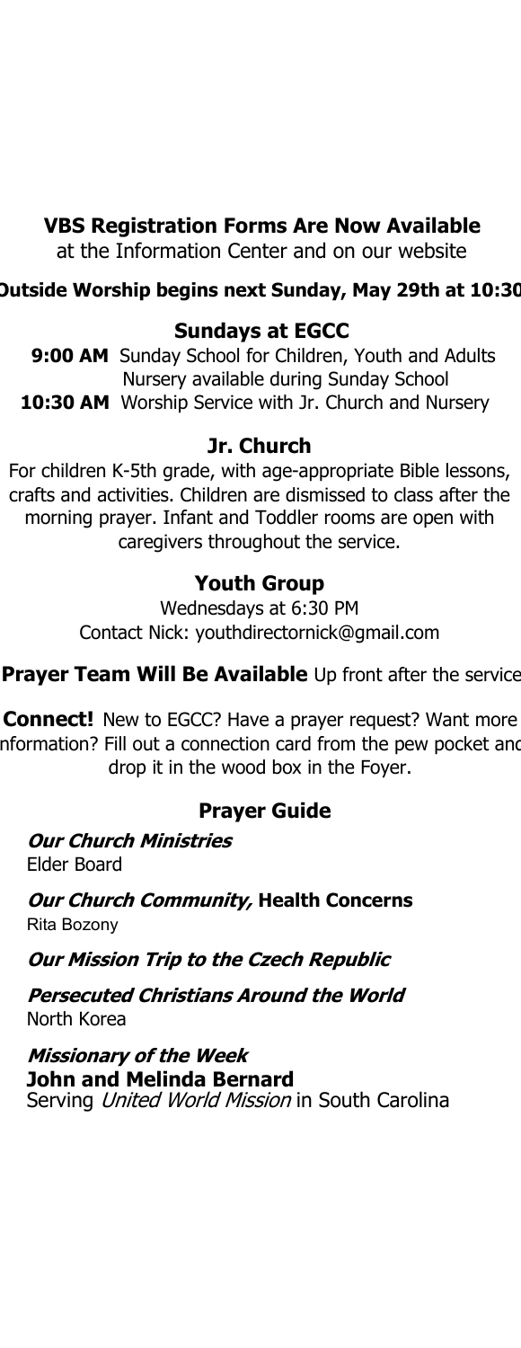**VBS Registration Forms Are Now Available**
at the Information Center and on our website

**Outside Worship begins next Sunday, May 29th at 10:30**

### Sundays at EGCC

**9:00 AM** Sunday School for Children, Youth and Adults
Nursery available during Sunday School
**10:30 AM** Worship Service with Jr. Church and Nursery

### Jr. Church

For children K-5th grade, with age-appropriate Bible lessons, crafts and activities. Children are dismissed to class after the morning prayer. Infant and Toddler rooms are open with caregivers throughout the service.

### Youth Group

Wednesdays at 6:30 PM
Contact Nick: youthdirectornick@gmail.com

**Prayer Team Will Be Available** Up front after the service

**Connect!** New to EGCC? Have a prayer request? Want more information? Fill out a connection card from the pew pocket and drop it in the wood box in the Foyer.

### Prayer Guide

***Our Church Ministries***
Elder Board

***Our Church Community,* Health Concerns**
Rita Bozony

***Our Mission Trip to the Czech Republic***

***Persecuted Christians Around the World***
North Korea

***Missionary of the Week***
**John and Melinda Bernard**
Serving *United World Mission* in South Carolina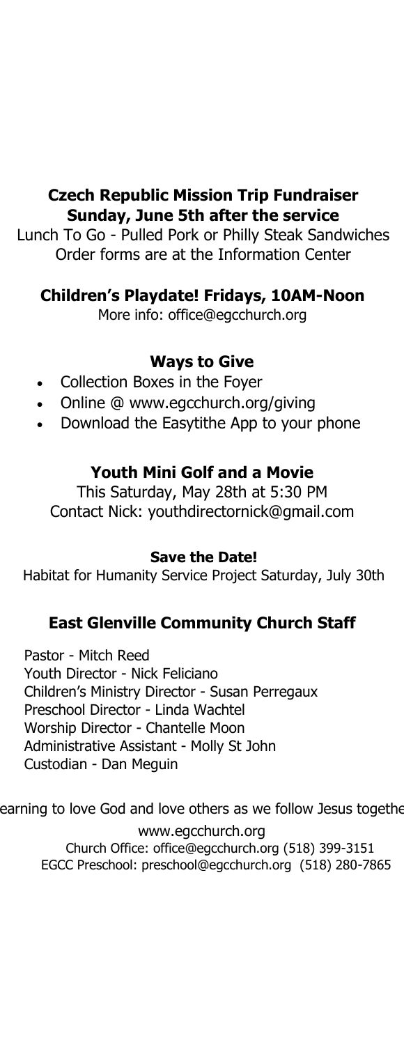**Czech Republic Mission Trip Fundraiser**
**Sunday, June 5th after the service**

Lunch To Go - Pulled Pork or Philly Steak Sandwiches
Order forms are at the Information Center

**Children's Playdate! Fridays, 10AM-Noon**

More info: office@egcchurch.org

**Ways to Give**

- Collection Boxes in the Foyer
- Online @ www.egcchurch.org/giving
- Download the Easytithe App to your phone

**Youth Mini Golf and a Movie**

This Saturday, May 28th at 5:30 PM
Contact Nick: youthdirectornick@gmail.com

**Save the Date!**

Habitat for Humanity Service Project Saturday, July 30th

**East Glenville Community Church Staff**

Pastor - Mitch Reed
Youth Director - Nick Feliciano
Children's Ministry Director - Susan Perregaux
Preschool Director - Linda Wachtel
Worship Director - Chantelle Moon
Administrative Assistant - Molly St John
Custodian - Dan Meguin

earning to love God and love others as we follow Jesus togethe

www.egcchurch.org
Church Office: office@egcchurch.org (518) 399-3151
EGCC Preschool: preschool@egcchurch.org (518) 280-7865